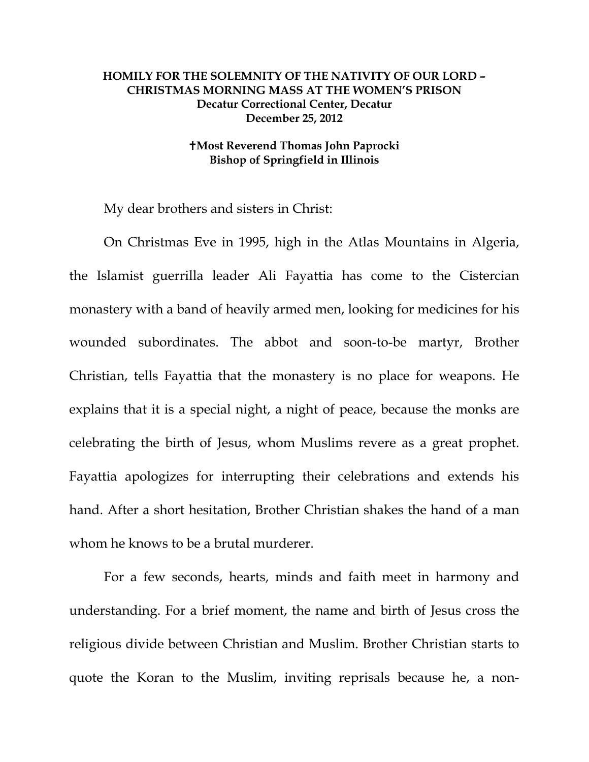**HOMILY FOR THE SOLEMNITY OF THE NATIVITY OF OUR LORD – CHRISTMAS MORNING MASS AT THE WOMEN'S PRISON**
**Decatur Correctional Center, Decatur**
**December 25, 2012**

**†Most Reverend Thomas John Paprocki**
**Bishop of Springfield in Illinois**

My dear brothers and sisters in Christ:

On Christmas Eve in 1995, high in the Atlas Mountains in Algeria, the Islamist guerrilla leader Ali Fayattia has come to the Cistercian monastery with a band of heavily armed men, looking for medicines for his wounded subordinates. The abbot and soon-to-be martyr, Brother Christian, tells Fayattia that the monastery is no place for weapons. He explains that it is a special night, a night of peace, because the monks are celebrating the birth of Jesus, whom Muslims revere as a great prophet. Fayattia apologizes for interrupting their celebrations and extends his hand. After a short hesitation, Brother Christian shakes the hand of a man whom he knows to be a brutal murderer.

For a few seconds, hearts, minds and faith meet in harmony and understanding. For a brief moment, the name and birth of Jesus cross the religious divide between Christian and Muslim. Brother Christian starts to quote the Koran to the Muslim, inviting reprisals because he, a non-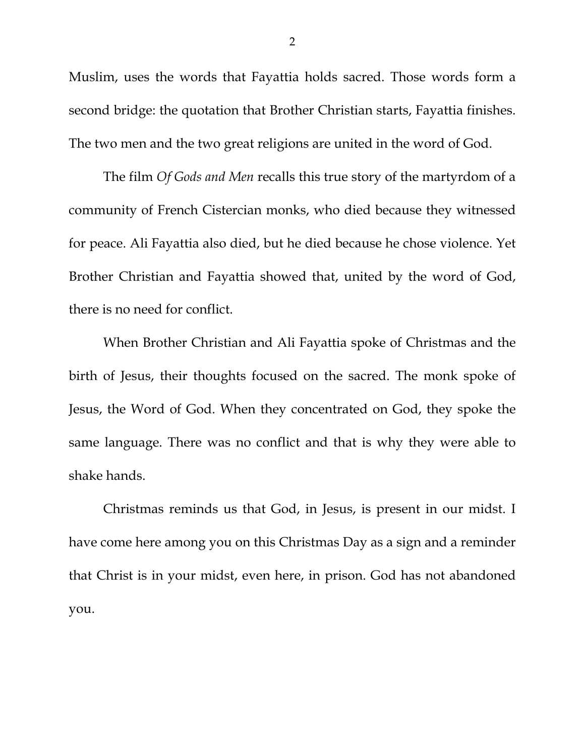Muslim, uses the words that Fayattia holds sacred. Those words form a second bridge: the quotation that Brother Christian starts, Fayattia finishes. The two men and the two great religions are united in the word of God.

The film *Of Gods and Men* recalls this true story of the martyrdom of a community of French Cistercian monks, who died because they witnessed for peace. Ali Fayattia also died, but he died because he chose violence. Yet Brother Christian and Fayattia showed that, united by the word of God, there is no need for conflict.

When Brother Christian and Ali Fayattia spoke of Christmas and the birth of Jesus, their thoughts focused on the sacred. The monk spoke of Jesus, the Word of God. When they concentrated on God, they spoke the same language. There was no conflict and that is why they were able to shake hands.

Christmas reminds us that God, in Jesus, is present in our midst. I have come here among you on this Christmas Day as a sign and a reminder that Christ is in your midst, even here, in prison. God has not abandoned you.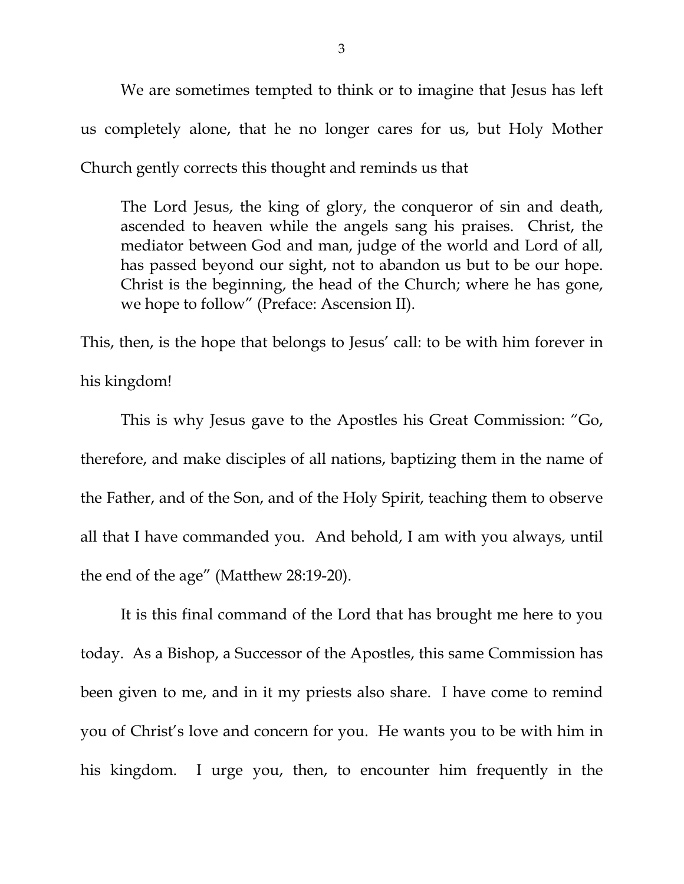We are sometimes tempted to think or to imagine that Jesus has left us completely alone, that he no longer cares for us, but Holy Mother Church gently corrects this thought and reminds us that

> The Lord Jesus, the king of glory, the conqueror of sin and death, ascended to heaven while the angels sang his praises. Christ, the mediator between God and man, judge of the world and Lord of all, has passed beyond our sight, not to abandon us but to be our hope. Christ is the beginning, the head of the Church; where he has gone, we hope to follow" (Preface: Ascension II).

This, then, is the hope that belongs to Jesus' call: to be with him forever in his kingdom!

This is why Jesus gave to the Apostles his Great Commission: "Go, therefore, and make disciples of all nations, baptizing them in the name of the Father, and of the Son, and of the Holy Spirit, teaching them to observe all that I have commanded you. And behold, I am with you always, until the end of the age" (Matthew 28:19-20).

It is this final command of the Lord that has brought me here to you today. As a Bishop, a Successor of the Apostles, this same Commission has been given to me, and in it my priests also share. I have come to remind you of Christ's love and concern for you. He wants you to be with him in his kingdom. I urge you, then, to encounter him frequently in the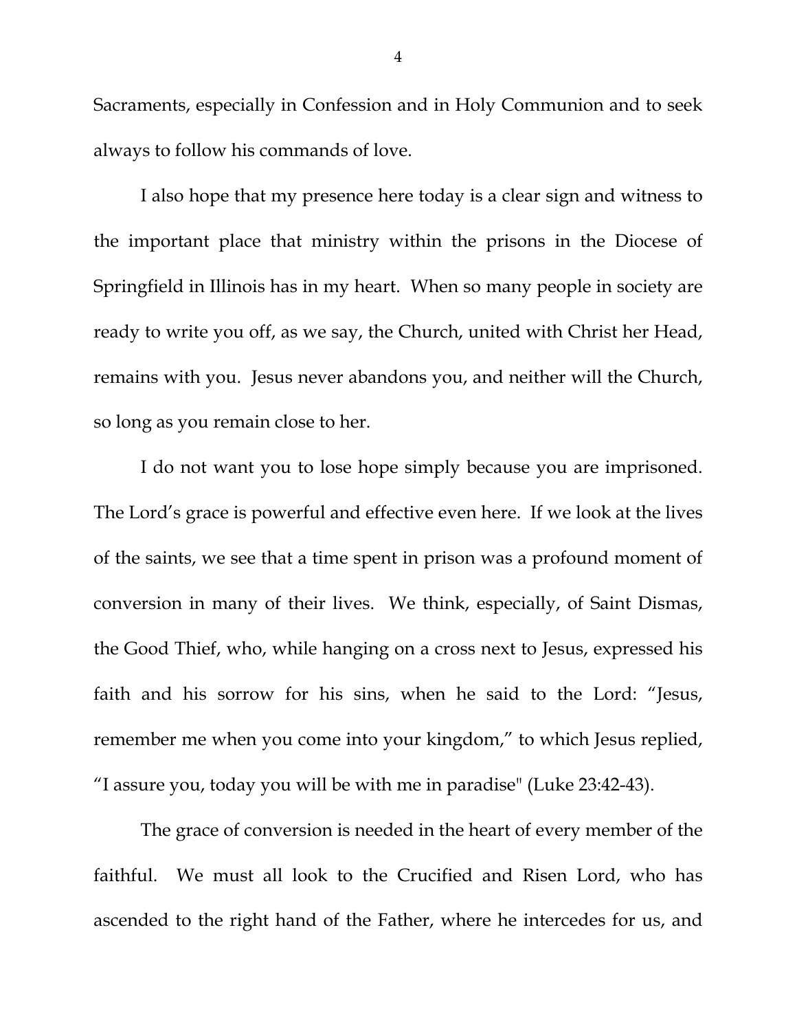Sacraments, especially in Confession and in Holy Communion and to seek always to follow his commands of love.

I also hope that my presence here today is a clear sign and witness to the important place that ministry within the prisons in the Diocese of Springfield in Illinois has in my heart. When so many people in society are ready to write you off, as we say, the Church, united with Christ her Head, remains with you. Jesus never abandons you, and neither will the Church, so long as you remain close to her.

I do not want you to lose hope simply because you are imprisoned. The Lord's grace is powerful and effective even here. If we look at the lives of the saints, we see that a time spent in prison was a profound moment of conversion in many of their lives. We think, especially, of Saint Dismas, the Good Thief, who, while hanging on a cross next to Jesus, expressed his faith and his sorrow for his sins, when he said to the Lord: "Jesus, remember me when you come into your kingdom," to which Jesus replied, "I assure you, today you will be with me in paradise" (Luke 23:42-43).

The grace of conversion is needed in the heart of every member of the faithful. We must all look to the Crucified and Risen Lord, who has ascended to the right hand of the Father, where he intercedes for us, and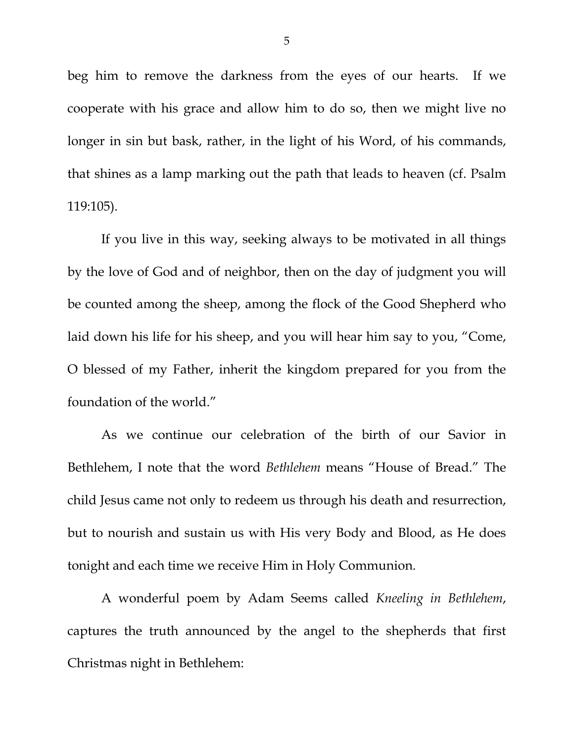beg him to remove the darkness from the eyes of our hearts. If we cooperate with his grace and allow him to do so, then we might live no longer in sin but bask, rather, in the light of his Word, of his commands, that shines as a lamp marking out the path that leads to heaven (cf. Psalm 119:105).

If you live in this way, seeking always to be motivated in all things by the love of God and of neighbor, then on the day of judgment you will be counted among the sheep, among the flock of the Good Shepherd who laid down his life for his sheep, and you will hear him say to you, "Come, O blessed of my Father, inherit the kingdom prepared for you from the foundation of the world."

As we continue our celebration of the birth of our Savior in Bethlehem, I note that the word *Bethlehem* means "House of Bread." The child Jesus came not only to redeem us through his death and resurrection, but to nourish and sustain us with His very Body and Blood, as He does tonight and each time we receive Him in Holy Communion.

A wonderful poem by Adam Seems called *Kneeling in Bethlehem*, captures the truth announced by the angel to the shepherds that first Christmas night in Bethlehem: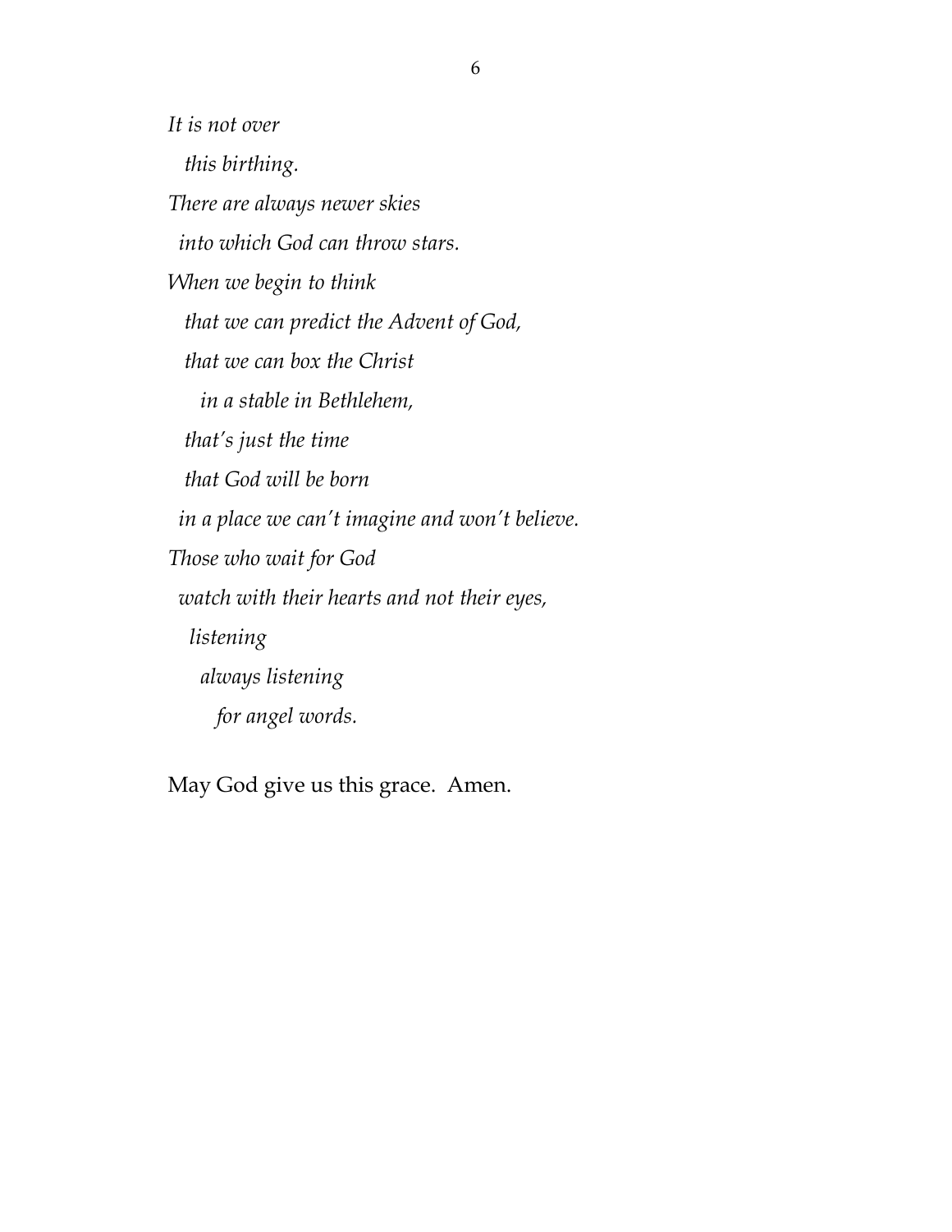*It is not over*

*this birthing.*

*There are always newer skies*

*into which God can throw stars.*

*When we begin to think*

*that we can predict the Advent of God,*

*that we can box the Christ*

*in a stable in Bethlehem,*

*that's just the time*

*that God will be born*

*in a place we can't imagine and won't believe.*

*Those who wait for God*

*watch with their hearts and not their eyes,*

*listening*

*always listening*

*for angel words.*

May God give us this grace. Amen.